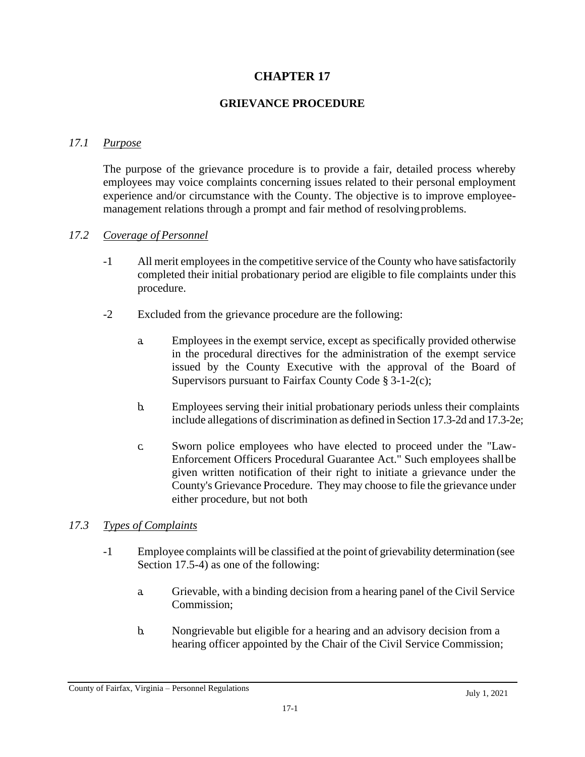# CHAPTER 17

## GRIEVANCE PROCEDURE

### *17.1 Purpose*

The purpose of the grievance procedure is to provide a fair, detailed process whereby employees may voice complaints concerning issues related to their personal employment experience and/or circumstance with the County. The objective is to improve employee-management relations through a prompt and fair method of resolving problems.

### *17.2 Coverage of Personnel*

-1 All merit employees in the competitive service of the County who have satisfactorily completed their initial probationary period are eligible to file complaints under this procedure.

-2 Excluded from the grievance procedure are the following:

a. Employees in the exempt service, except as specifically provided otherwise in the procedural directives for the administration of the exempt service issued by the County Executive with the approval of the Board of Supervisors pursuant to Fairfax County Code § 3-1-2(c);

b. Employees serving their initial probationary periods unless their complaints include allegations of discrimination as defined in Section 17.3-2d and 17.3-2e;

c. Sworn police employees who have elected to proceed under the "Law-Enforcement Officers Procedural Guarantee Act." Such employees shall be given written notification of their right to initiate a grievance under the County's Grievance Procedure. They may choose to file the grievance under either procedure, but not both

### *17.3 Types of Complaints*

-1 Employee complaints will be classified at the point of grievability determination (see Section 17.5-4) as one of the following:

a. Grievable, with a binding decision from a hearing panel of the Civil Service Commission;

b. Nongrievable but eligible for a hearing and an advisory decision from a hearing officer appointed by the Chair of the Civil Service Commission;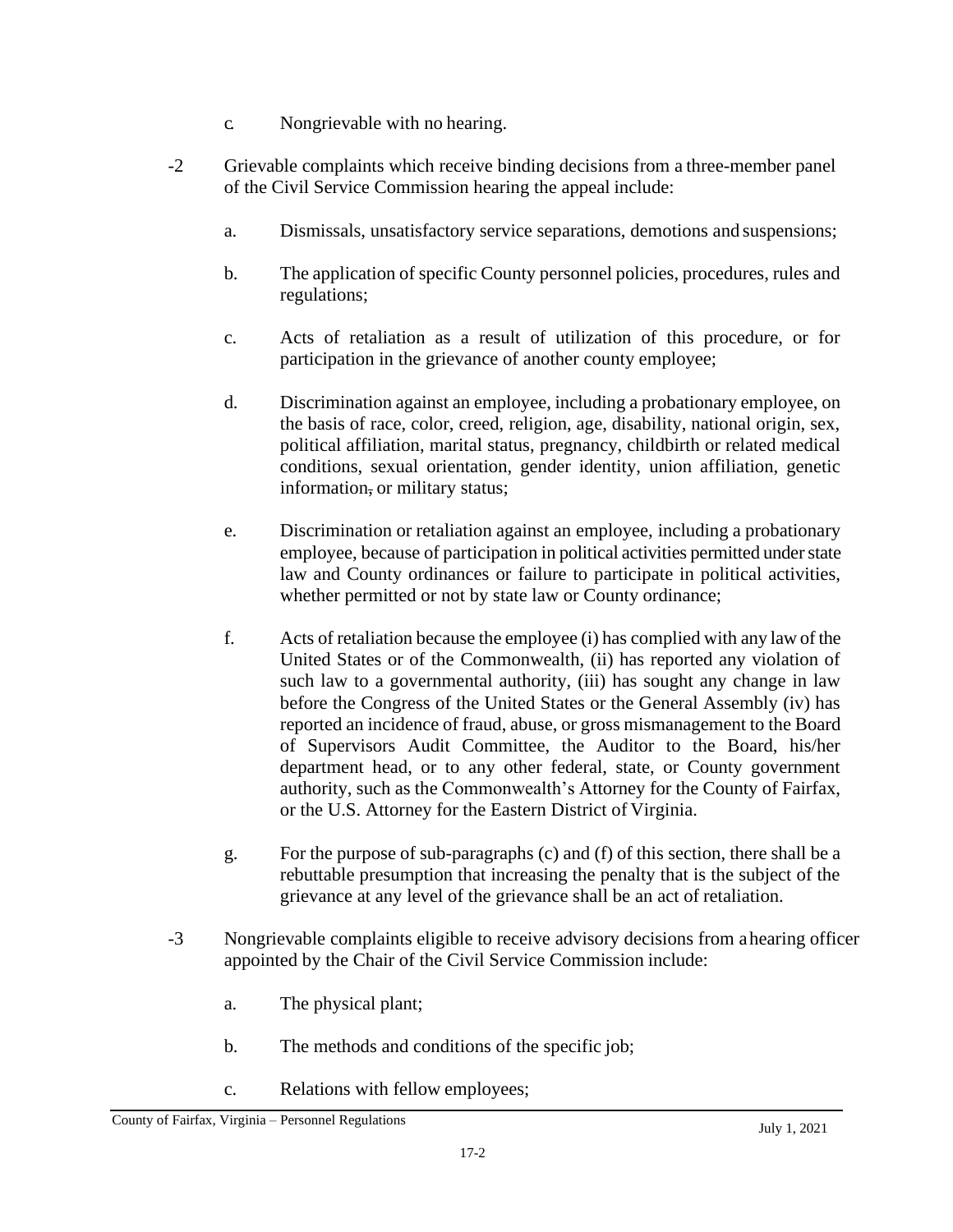c. Nongrievable with no hearing.

-2 Grievable complaints which receive binding decisions from a three-member panel of the Civil Service Commission hearing the appeal include:

a. Dismissals, unsatisfactory service separations, demotions and suspensions;

b. The application of specific County personnel policies, procedures, rules and regulations;

c. Acts of retaliation as a result of utilization of this procedure, or for participation in the grievance of another county employee;

d. Discrimination against an employee, including a probationary employee, on the basis of race, color, creed, religion, age, disability, national origin, sex, political affiliation, marital status, pregnancy, childbirth or related medical conditions, sexual orientation, gender identity, union affiliation, genetic information, or military status;

e. Discrimination or retaliation against an employee, including a probationary employee, because of participation in political activities permitted under state law and County ordinances or failure to participate in political activities, whether permitted or not by state law or County ordinance;

f. Acts of retaliation because the employee (i) has complied with any law of the United States or of the Commonwealth, (ii) has reported any violation of such law to a governmental authority, (iii) has sought any change in law before the Congress of the United States or the General Assembly (iv) has reported an incidence of fraud, abuse, or gross mismanagement to the Board of Supervisors Audit Committee, the Auditor to the Board, his/her department head, or to any other federal, state, or County government authority, such as the Commonwealth's Attorney for the County of Fairfax, or the U.S. Attorney for the Eastern District of Virginia.

g. For the purpose of sub-paragraphs (c) and (f) of this section, there shall be a rebuttable presumption that increasing the penalty that is the subject of the grievance at any level of the grievance shall be an act of retaliation.

-3 Nongrievable complaints eligible to receive advisory decisions from a hearing officer appointed by the Chair of the Civil Service Commission include:

a. The physical plant;

b. The methods and conditions of the specific job;

c. Relations with fellow employees;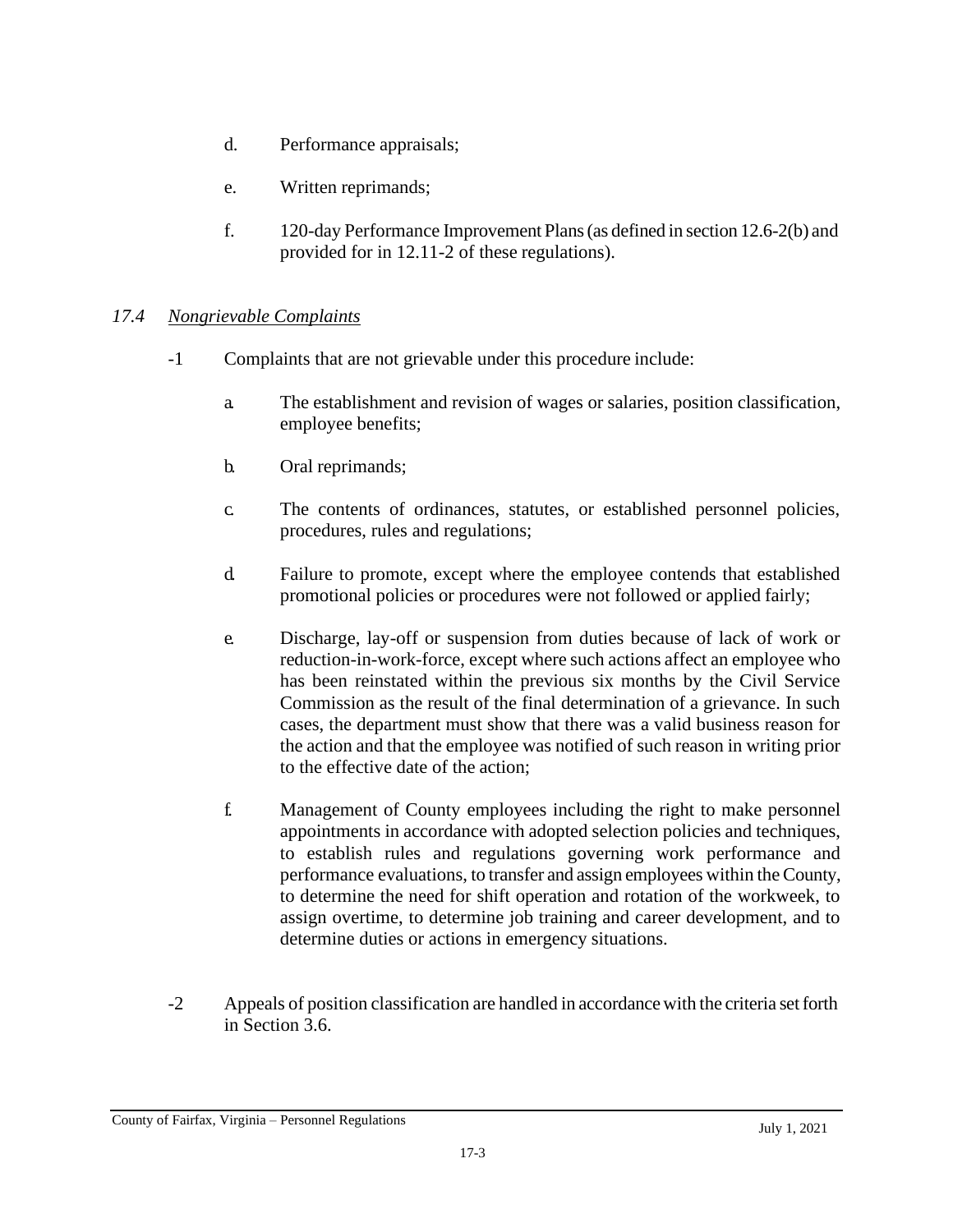d. Performance appraisals;

e. Written reprimands;

f. 120-day Performance Improvement Plans (as defined in section 12.6-2(b) and provided for in 12.11-2 of these regulations).

### *17.4 Nongrievable Complaints*

-1 Complaints that are not grievable under this procedure include:

a. The establishment and revision of wages or salaries, position classification, employee benefits;

b. Oral reprimands;

c. The contents of ordinances, statutes, or established personnel policies, procedures, rules and regulations;

d. Failure to promote, except where the employee contends that established promotional policies or procedures were not followed or applied fairly;

e. Discharge, lay-off or suspension from duties because of lack of work or reduction-in-work-force, except where such actions affect an employee who has been reinstated within the previous six months by the Civil Service Commission as the result of the final determination of a grievance. In such cases, the department must show that there was a valid business reason for the action and that the employee was notified of such reason in writing prior to the effective date of the action;

f. Management of County employees including the right to make personnel appointments in accordance with adopted selection policies and techniques, to establish rules and regulations governing work performance and performance evaluations, to transfer and assign employees within the County, to determine the need for shift operation and rotation of the workweek, to assign overtime, to determine job training and career development, and to determine duties or actions in emergency situations.

-2 Appeals of position classification are handled in accordance with the criteria set forth in Section 3.6.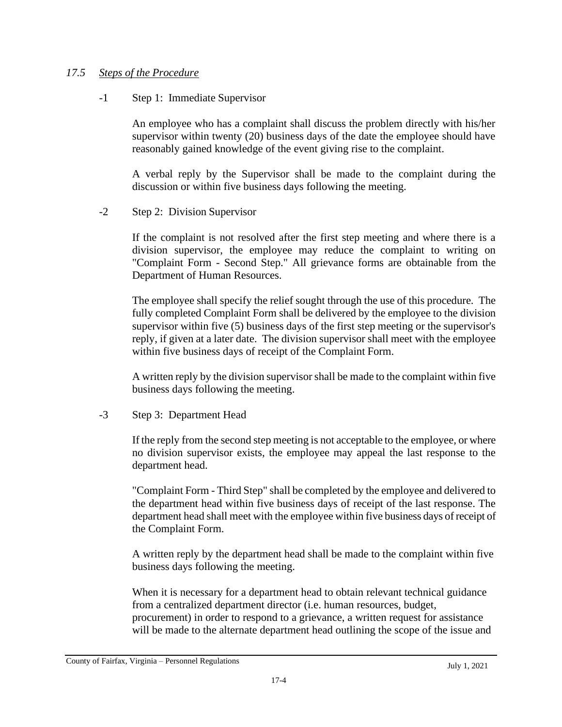### *17.5 Steps of the Procedure*

-1 Step 1: Immediate Supervisor

An employee who has a complaint shall discuss the problem directly with his/her supervisor within twenty (20) business days of the date the employee should have reasonably gained knowledge of the event giving rise to the complaint.

A verbal reply by the Supervisor shall be made to the complaint during the discussion or within five business days following the meeting.

-2 Step 2: Division Supervisor

If the complaint is not resolved after the first step meeting and where there is a division supervisor, the employee may reduce the complaint to writing on "Complaint Form - Second Step." All grievance forms are obtainable from the Department of Human Resources.

The employee shall specify the relief sought through the use of this procedure. The fully completed Complaint Form shall be delivered by the employee to the division supervisor within five (5) business days of the first step meeting or the supervisor's reply, if given at a later date. The division supervisor shall meet with the employee within five business days of receipt of the Complaint Form.

A written reply by the division supervisor shall be made to the complaint within five business days following the meeting.

-3 Step 3: Department Head

If the reply from the second step meeting is not acceptable to the employee, or where no division supervisor exists, the employee may appeal the last response to the department head.

"Complaint Form - Third Step" shall be completed by the employee and delivered to the department head within five business days of receipt of the last response. The department head shall meet with the employee within five business days of receipt of the Complaint Form.

A written reply by the department head shall be made to the complaint within five business days following the meeting.

When it is necessary for a department head to obtain relevant technical guidance from a centralized department director (i.e. human resources, budget, procurement) in order to respond to a grievance, a written request for assistance will be made to the alternate department head outlining the scope of the issue and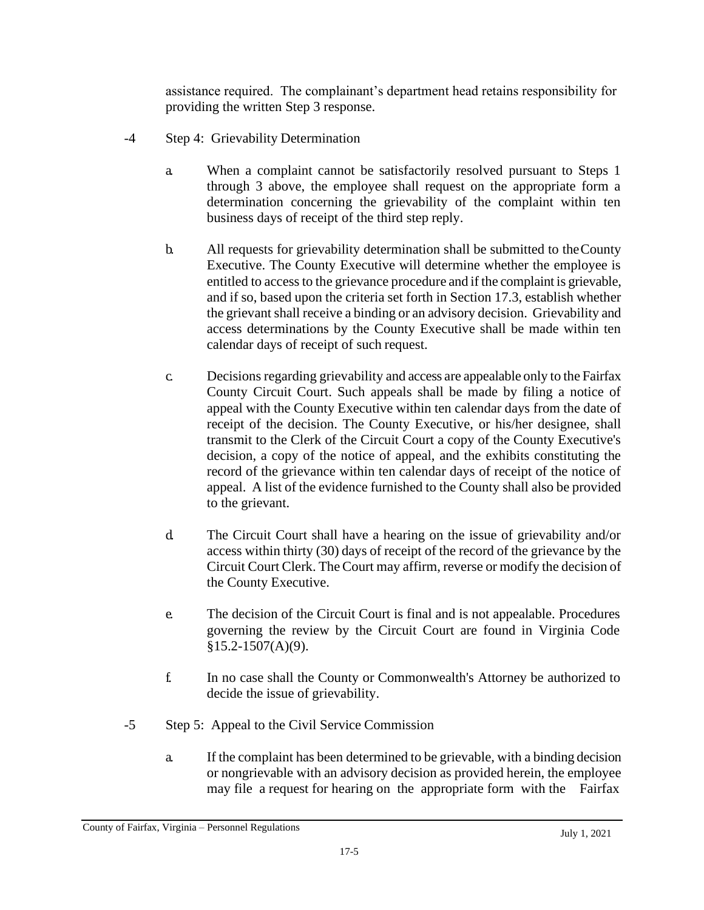assistance required. The complainant's department head retains responsibility for providing the written Step 3 response.

-4 Step 4: Grievability Determination

a. When a complaint cannot be satisfactorily resolved pursuant to Steps 1 through 3 above, the employee shall request on the appropriate form a determination concerning the grievability of the complaint within ten business days of receipt of the third step reply.

b. All requests for grievability determination shall be submitted to the County Executive. The County Executive will determine whether the employee is entitled to access to the grievance procedure and if the complaint is grievable, and if so, based upon the criteria set forth in Section 17.3, establish whether the grievant shall receive a binding or an advisory decision. Grievability and access determinations by the County Executive shall be made within ten calendar days of receipt of such request.

c. Decisions regarding grievability and access are appealable only to the Fairfax County Circuit Court. Such appeals shall be made by filing a notice of appeal with the County Executive within ten calendar days from the date of receipt of the decision. The County Executive, or his/her designee, shall transmit to the Clerk of the Circuit Court a copy of the County Executive's decision, a copy of the notice of appeal, and the exhibits constituting the record of the grievance within ten calendar days of receipt of the notice of appeal. A list of the evidence furnished to the County shall also be provided to the grievant.

d. The Circuit Court shall have a hearing on the issue of grievability and/or access within thirty (30) days of receipt of the record of the grievance by the Circuit Court Clerk. The Court may affirm, reverse or modify the decision of the County Executive.

e. The decision of the Circuit Court is final and is not appealable. Procedures governing the review by the Circuit Court are found in Virginia Code §15.2-1507(A)(9).

f. In no case shall the County or Commonwealth's Attorney be authorized to decide the issue of grievability.

-5 Step 5: Appeal to the Civil Service Commission

a. If the complaint has been determined to be grievable, with a binding decision or nongrievable with an advisory decision as provided herein, the employee may file a request for hearing on the appropriate form with the Fairfax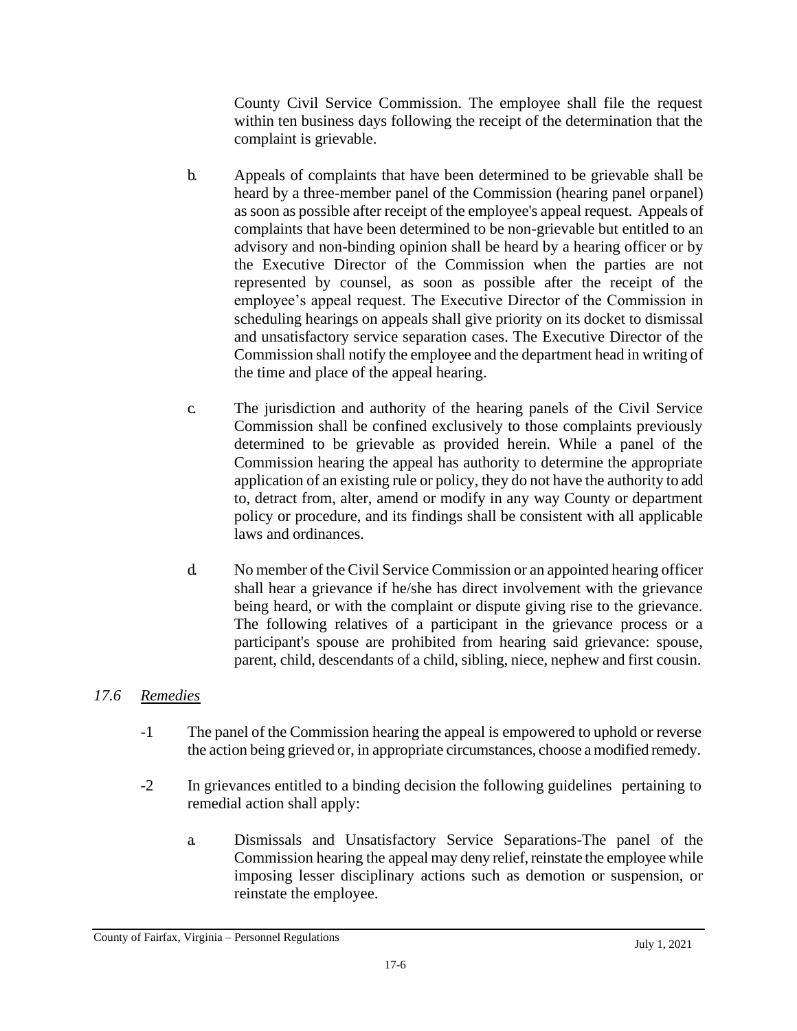County Civil Service Commission. The employee shall file the request within ten business days following the receipt of the determination that the complaint is grievable.

b. Appeals of complaints that have been determined to be grievable shall be heard by a three-member panel of the Commission (hearing panel or panel) as soon as possible after receipt of the employee's appeal request. Appeals of complaints that have been determined to be non-grievable but entitled to an advisory and non-binding opinion shall be heard by a hearing officer or by the Executive Director of the Commission when the parties are not represented by counsel, as soon as possible after the receipt of the employee's appeal request. The Executive Director of the Commission in scheduling hearings on appeals shall give priority on its docket to dismissal and unsatisfactory service separation cases. The Executive Director of the Commission shall notify the employee and the department head in writing of the time and place of the appeal hearing.

c. The jurisdiction and authority of the hearing panels of the Civil Service Commission shall be confined exclusively to those complaints previously determined to be grievable as provided herein. While a panel of the Commission hearing the appeal has authority to determine the appropriate application of an existing rule or policy, they do not have the authority to add to, detract from, alter, amend or modify in any way County or department policy or procedure, and its findings shall be consistent with all applicable laws and ordinances.

d. No member of the Civil Service Commission or an appointed hearing officer shall hear a grievance if he/she has direct involvement with the grievance being heard, or with the complaint or dispute giving rise to the grievance. The following relatives of a participant in the grievance process or a participant's spouse are prohibited from hearing said grievance: spouse, parent, child, descendants of a child, sibling, niece, nephew and first cousin.

## *17.6 Remedies*

-1 The panel of the Commission hearing the appeal is empowered to uphold or reverse the action being grieved or, in appropriate circumstances, choose a modified remedy.

-2 In grievances entitled to a binding decision the following guidelines pertaining to remedial action shall apply:

a. Dismissals and Unsatisfactory Service Separations-The panel of the Commission hearing the appeal may deny relief, reinstate the employee while imposing lesser disciplinary actions such as demotion or suspension, or reinstate the employee.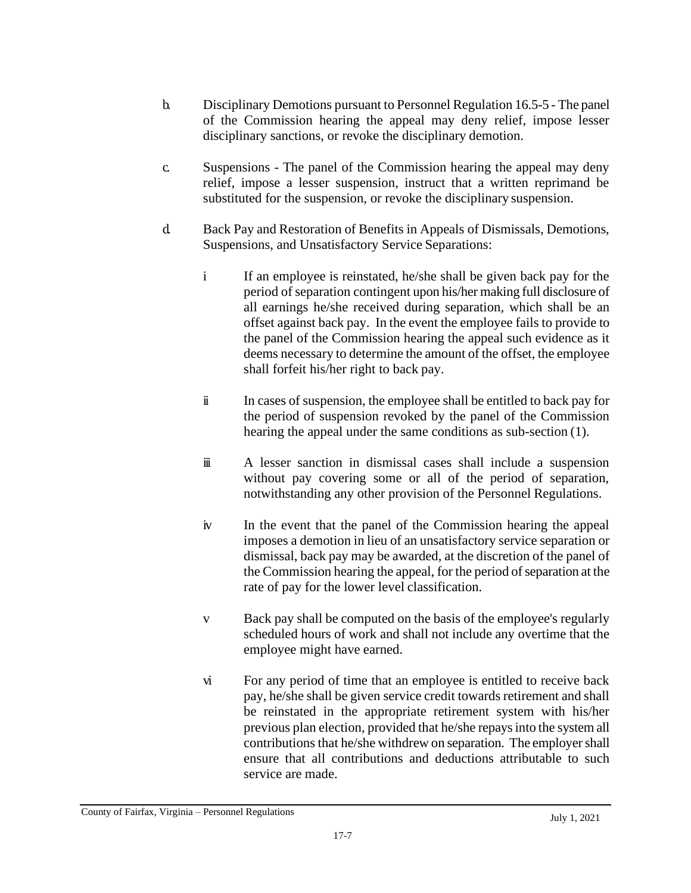b. Disciplinary Demotions pursuant to Personnel Regulation 16.5-5 - The panel of the Commission hearing the appeal may deny relief, impose lesser disciplinary sanctions, or revoke the disciplinary demotion.

c. Suspensions - The panel of the Commission hearing the appeal may deny relief, impose a lesser suspension, instruct that a written reprimand be substituted for the suspension, or revoke the disciplinary suspension.

d. Back Pay and Restoration of Benefits in Appeals of Dismissals, Demotions, Suspensions, and Unsatisfactory Service Separations:

   i If an employee is reinstated, he/she shall be given back pay for the period of separation contingent upon his/her making full disclosure of all earnings he/she received during separation, which shall be an offset against back pay. In the event the employee fails to provide to the panel of the Commission hearing the appeal such evidence as it deems necessary to determine the amount of the offset, the employee shall forfeit his/her right to back pay.

   ii In cases of suspension, the employee shall be entitled to back pay for the period of suspension revoked by the panel of the Commission hearing the appeal under the same conditions as sub-section (1).

   iii A lesser sanction in dismissal cases shall include a suspension without pay covering some or all of the period of separation, notwithstanding any other provision of the Personnel Regulations.

   iv In the event that the panel of the Commission hearing the appeal imposes a demotion in lieu of an unsatisfactory service separation or dismissal, back pay may be awarded, at the discretion of the panel of the Commission hearing the appeal, for the period of separation at the rate of pay for the lower level classification.

   v Back pay shall be computed on the basis of the employee's regularly scheduled hours of work and shall not include any overtime that the employee might have earned.

   vi For any period of time that an employee is entitled to receive back pay, he/she shall be given service credit towards retirement and shall be reinstated in the appropriate retirement system with his/her previous plan election, provided that he/she repays into the system all contributions that he/she withdrew on separation. The employer shall ensure that all contributions and deductions attributable to such service are made.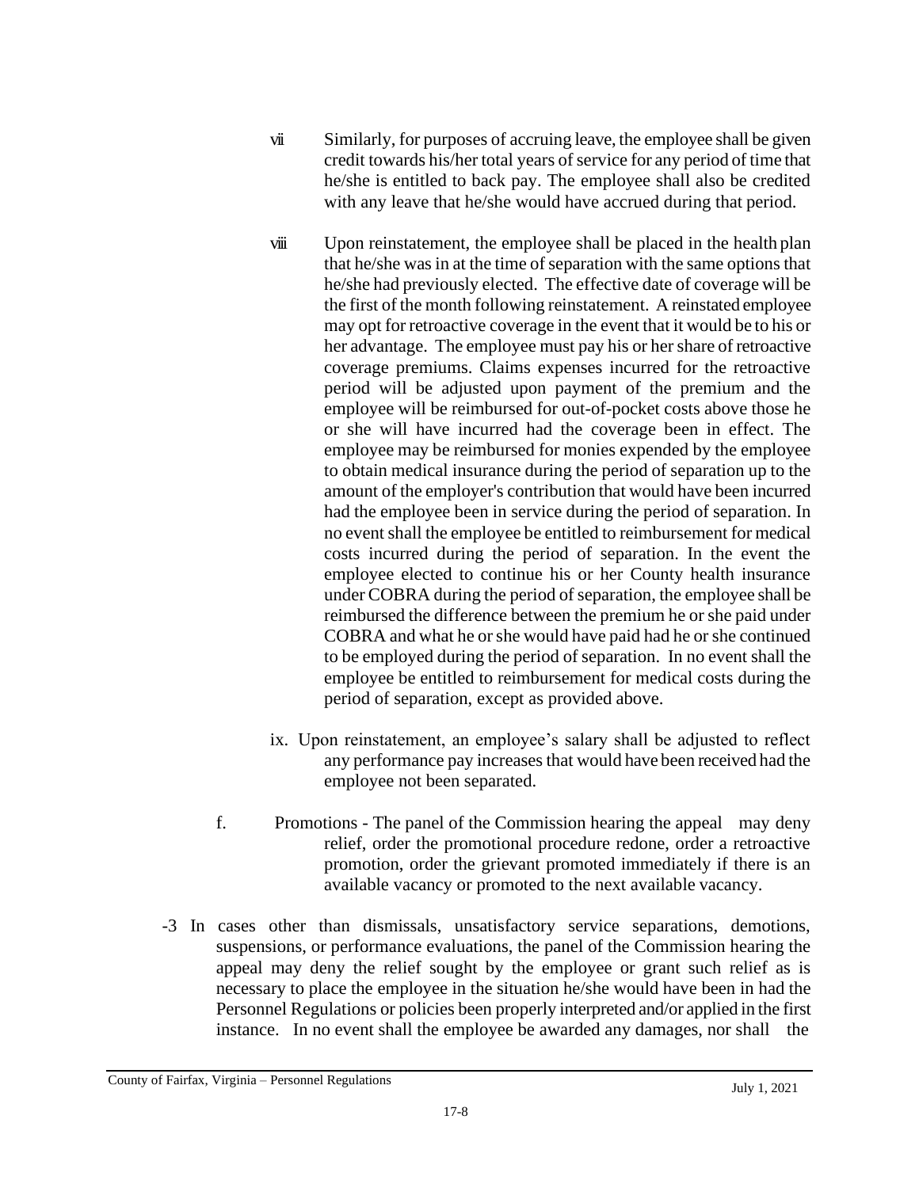vii Similarly, for purposes of accruing leave, the employee shall be given credit towards his/her total years of service for any period of time that he/she is entitled to back pay. The employee shall also be credited with any leave that he/she would have accrued during that period.

viii Upon reinstatement, the employee shall be placed in the health plan that he/she was in at the time of separation with the same options that he/she had previously elected. The effective date of coverage will be the first of the month following reinstatement. A reinstated employee may opt for retroactive coverage in the event that it would be to his or her advantage. The employee must pay his or her share of retroactive coverage premiums. Claims expenses incurred for the retroactive period will be adjusted upon payment of the premium and the employee will be reimbursed for out-of-pocket costs above those he or she will have incurred had the coverage been in effect. The employee may be reimbursed for monies expended by the employee to obtain medical insurance during the period of separation up to the amount of the employer's contribution that would have been incurred had the employee been in service during the period of separation. In no event shall the employee be entitled to reimbursement for medical costs incurred during the period of separation. In the event the employee elected to continue his or her County health insurance under COBRA during the period of separation, the employee shall be reimbursed the difference between the premium he or she paid under COBRA and what he or she would have paid had he or she continued to be employed during the period of separation. In no event shall the employee be entitled to reimbursement for medical costs during the period of separation, except as provided above.

ix. Upon reinstatement, an employee's salary shall be adjusted to reflect any performance pay increases that would have been received had the employee not been separated.

f. Promotions - The panel of the Commission hearing the appeal may deny relief, order the promotional procedure redone, order a retroactive promotion, order the grievant promoted immediately if there is an available vacancy or promoted to the next available vacancy.

-3 In cases other than dismissals, unsatisfactory service separations, demotions, suspensions, or performance evaluations, the panel of the Commission hearing the appeal may deny the relief sought by the employee or grant such relief as is necessary to place the employee in the situation he/she would have been in had the Personnel Regulations or policies been properly interpreted and/or applied in the first instance. In no event shall the employee be awarded any damages, nor shall the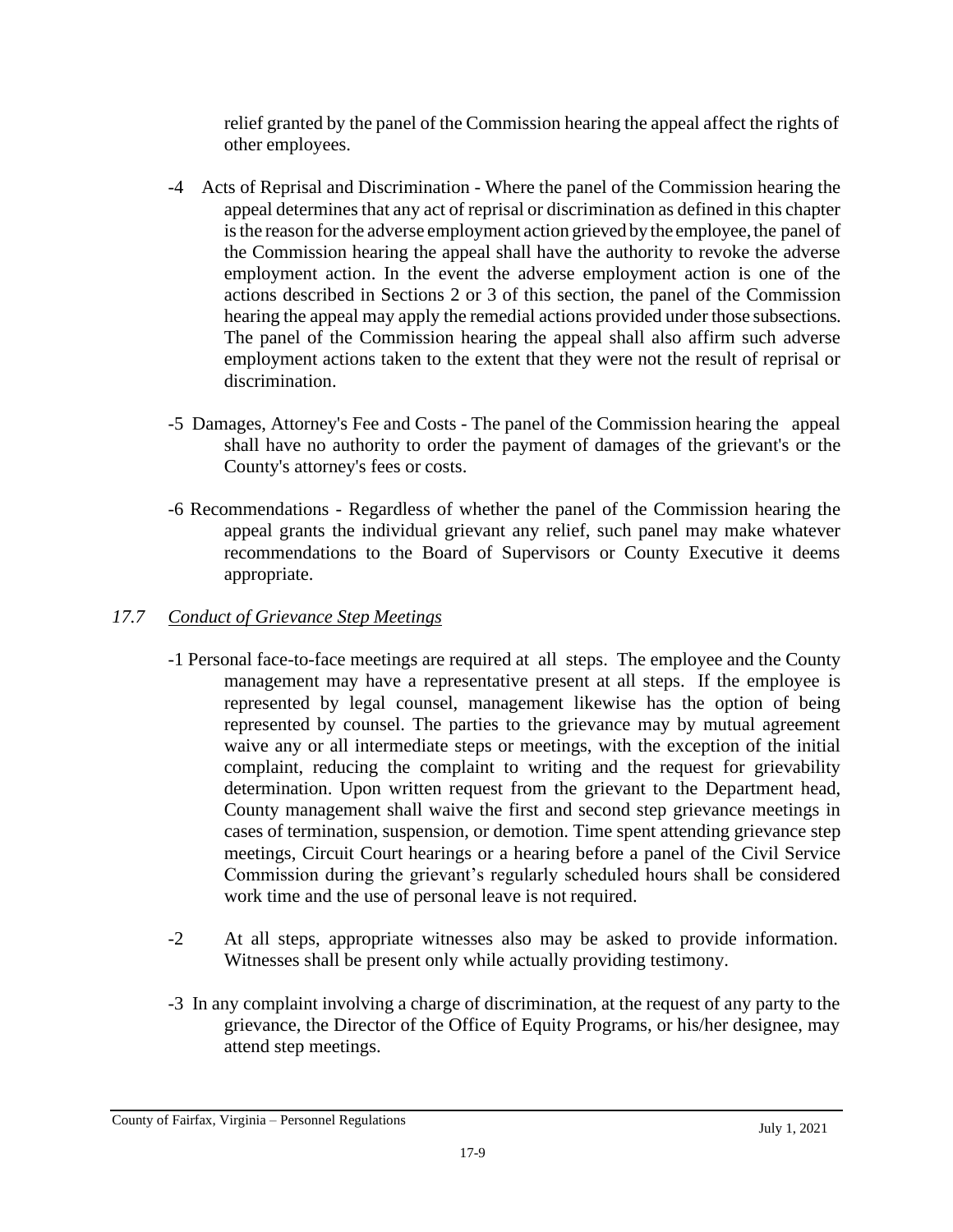relief granted by the panel of the Commission hearing the appeal affect the rights of other employees.

-4 Acts of Reprisal and Discrimination - Where the panel of the Commission hearing the appeal determines that any act of reprisal or discrimination as defined in this chapter is the reason for the adverse employment action grieved by the employee, the panel of the Commission hearing the appeal shall have the authority to revoke the adverse employment action. In the event the adverse employment action is one of the actions described in Sections 2 or 3 of this section, the panel of the Commission hearing the appeal may apply the remedial actions provided under those subsections. The panel of the Commission hearing the appeal shall also affirm such adverse employment actions taken to the extent that they were not the result of reprisal or discrimination.

-5 Damages, Attorney's Fee and Costs - The panel of the Commission hearing the appeal shall have no authority to order the payment of damages of the grievant's or the County's attorney's fees or costs.

-6 Recommendations - Regardless of whether the panel of the Commission hearing the appeal grants the individual grievant any relief, such panel may make whatever recommendations to the Board of Supervisors or County Executive it deems appropriate.

## *17.7 Conduct of Grievance Step Meetings*

-1 Personal face-to-face meetings are required at all steps. The employee and the County management may have a representative present at all steps. If the employee is represented by legal counsel, management likewise has the option of being represented by counsel. The parties to the grievance may by mutual agreement waive any or all intermediate steps or meetings, with the exception of the initial complaint, reducing the complaint to writing and the request for grievability determination. Upon written request from the grievant to the Department head, County management shall waive the first and second step grievance meetings in cases of termination, suspension, or demotion. Time spent attending grievance step meetings, Circuit Court hearings or a hearing before a panel of the Civil Service Commission during the grievant's regularly scheduled hours shall be considered work time and the use of personal leave is not required.

-2 At all steps, appropriate witnesses also may be asked to provide information. Witnesses shall be present only while actually providing testimony.

-3 In any complaint involving a charge of discrimination, at the request of any party to the grievance, the Director of the Office of Equity Programs, or his/her designee, may attend step meetings.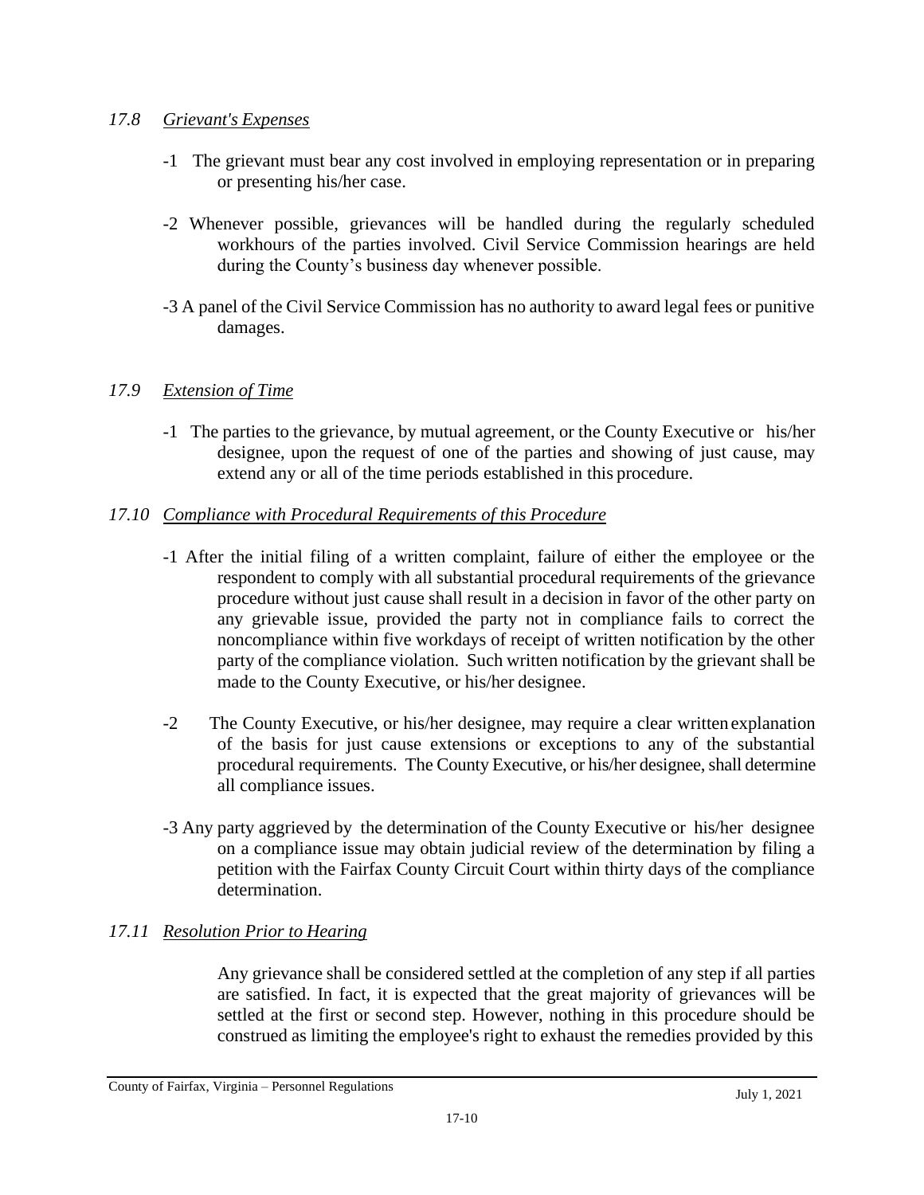### *17.8 Grievant's Expenses*

-1 The grievant must bear any cost involved in employing representation or in preparing or presenting his/her case.

-2 Whenever possible, grievances will be handled during the regularly scheduled workhours of the parties involved. Civil Service Commission hearings are held during the County's business day whenever possible.

-3 A panel of the Civil Service Commission has no authority to award legal fees or punitive damages.

### *17.9 Extension of Time*

-1 The parties to the grievance, by mutual agreement, or the County Executive or his/her designee, upon the request of one of the parties and showing of just cause, may extend any or all of the time periods established in this procedure.

### *17.10 Compliance with Procedural Requirements of this Procedure*

-1 After the initial filing of a written complaint, failure of either the employee or the respondent to comply with all substantial procedural requirements of the grievance procedure without just cause shall result in a decision in favor of the other party on any grievable issue, provided the party not in compliance fails to correct the noncompliance within five workdays of receipt of written notification by the other party of the compliance violation. Such written notification by the grievant shall be made to the County Executive, or his/her designee.

-2 The County Executive, or his/her designee, may require a clear written explanation of the basis for just cause extensions or exceptions to any of the substantial procedural requirements. The County Executive, or his/her designee, shall determine all compliance issues.

-3 Any party aggrieved by the determination of the County Executive or his/her designee on a compliance issue may obtain judicial review of the determination by filing a petition with the Fairfax County Circuit Court within thirty days of the compliance determination.

### *17.11 Resolution Prior to Hearing*

Any grievance shall be considered settled at the completion of any step if all parties are satisfied. In fact, it is expected that the great majority of grievances will be settled at the first or second step. However, nothing in this procedure should be construed as limiting the employee's right to exhaust the remedies provided by this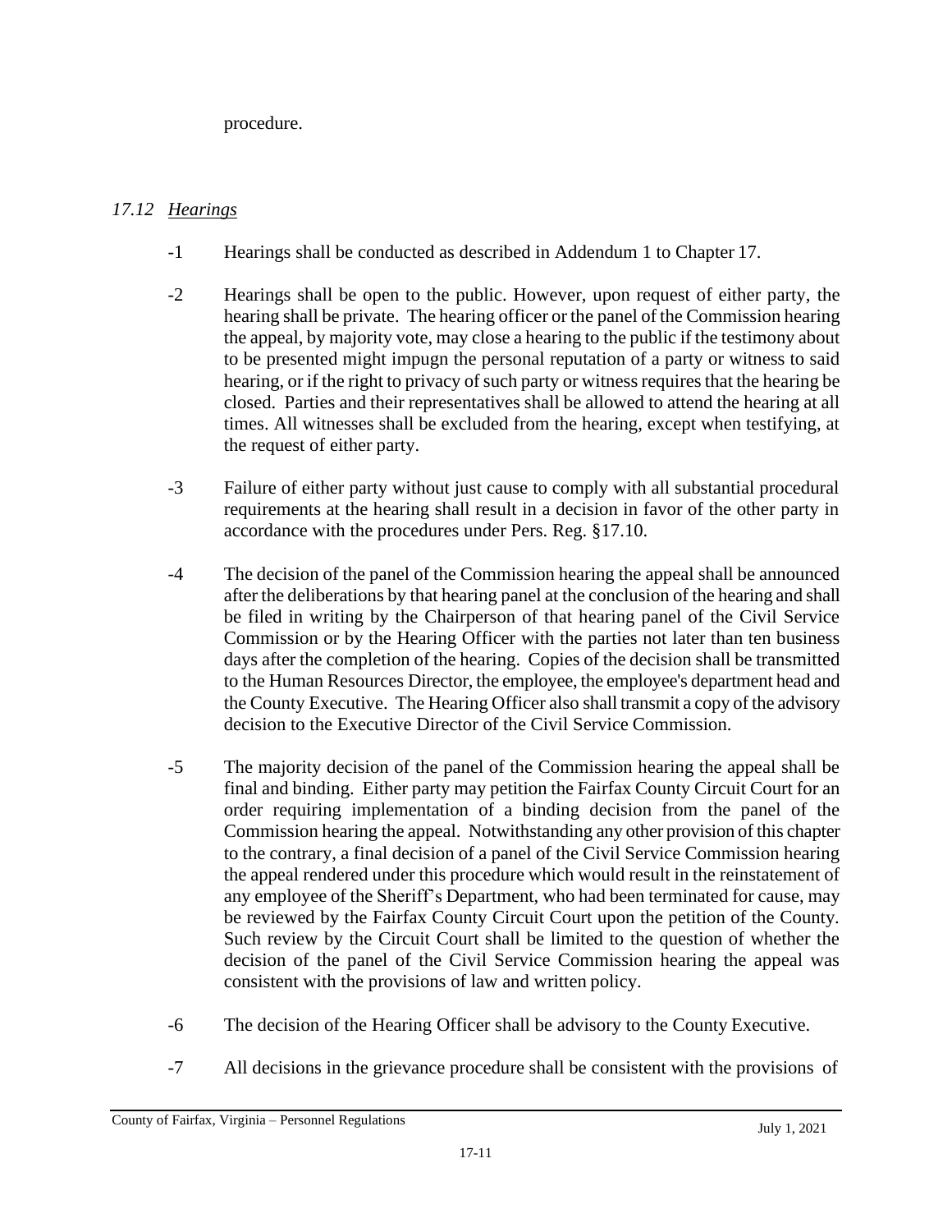procedure.

### *17.12 Hearings*

-1 Hearings shall be conducted as described in Addendum 1 to Chapter 17.

-2 Hearings shall be open to the public. However, upon request of either party, the hearing shall be private. The hearing officer or the panel of the Commission hearing the appeal, by majority vote, may close a hearing to the public if the testimony about to be presented might impugn the personal reputation of a party or witness to said hearing, or if the right to privacy of such party or witness requires that the hearing be closed. Parties and their representatives shall be allowed to attend the hearing at all times. All witnesses shall be excluded from the hearing, except when testifying, at the request of either party.

-3 Failure of either party without just cause to comply with all substantial procedural requirements at the hearing shall result in a decision in favor of the other party in accordance with the procedures under Pers. Reg. §17.10.

-4 The decision of the panel of the Commission hearing the appeal shall be announced after the deliberations by that hearing panel at the conclusion of the hearing and shall be filed in writing by the Chairperson of that hearing panel of the Civil Service Commission or by the Hearing Officer with the parties not later than ten business days after the completion of the hearing. Copies of the decision shall be transmitted to the Human Resources Director, the employee, the employee's department head and the County Executive. The Hearing Officer also shall transmit a copy of the advisory decision to the Executive Director of the Civil Service Commission.

-5 The majority decision of the panel of the Commission hearing the appeal shall be final and binding. Either party may petition the Fairfax County Circuit Court for an order requiring implementation of a binding decision from the panel of the Commission hearing the appeal. Notwithstanding any other provision of this chapter to the contrary, a final decision of a panel of the Civil Service Commission hearing the appeal rendered under this procedure which would result in the reinstatement of any employee of the Sheriff's Department, who had been terminated for cause, may be reviewed by the Fairfax County Circuit Court upon the petition of the County. Such review by the Circuit Court shall be limited to the question of whether the decision of the panel of the Civil Service Commission hearing the appeal was consistent with the provisions of law and written policy.

-6 The decision of the Hearing Officer shall be advisory to the County Executive.

-7 All decisions in the grievance procedure shall be consistent with the provisions of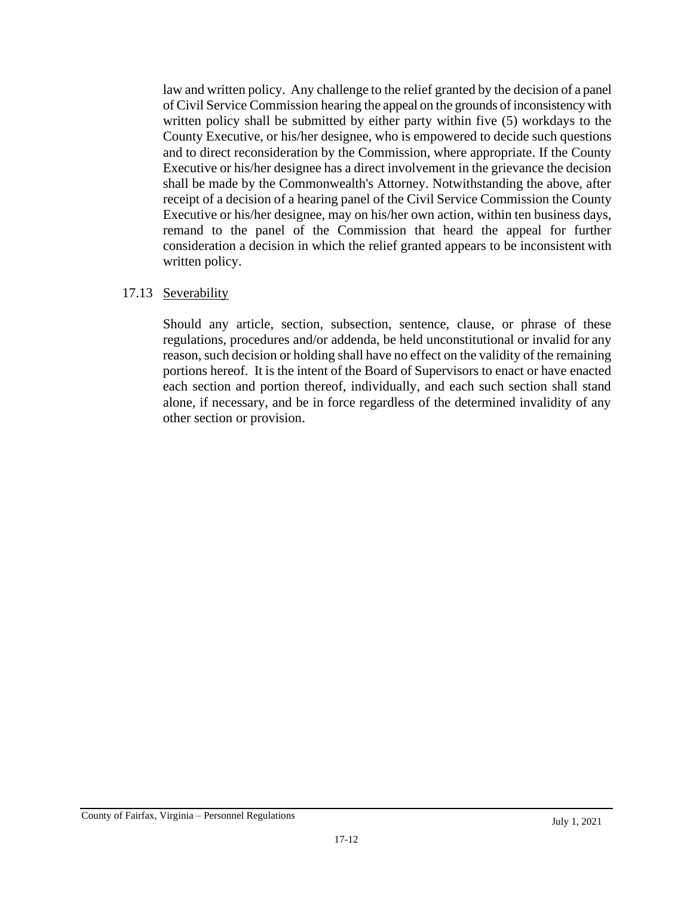law and written policy. Any challenge to the relief granted by the decision of a panel of Civil Service Commission hearing the appeal on the grounds of inconsistency with written policy shall be submitted by either party within five (5) workdays to the County Executive, or his/her designee, who is empowered to decide such questions and to direct reconsideration by the Commission, where appropriate. If the County Executive or his/her designee has a direct involvement in the grievance the decision shall be made by the Commonwealth's Attorney. Notwithstanding the above, after receipt of a decision of a hearing panel of the Civil Service Commission the County Executive or his/her designee, may on his/her own action, within ten business days, remand to the panel of the Commission that heard the appeal for further consideration a decision in which the relief granted appears to be inconsistent with written policy.

## 17.13 Severability

Should any article, section, subsection, sentence, clause, or phrase of these regulations, procedures and/or addenda, be held unconstitutional or invalid for any reason, such decision or holding shall have no effect on the validity of the remaining portions hereof. It is the intent of the Board of Supervisors to enact or have enacted each section and portion thereof, individually, and each such section shall stand alone, if necessary, and be in force regardless of the determined invalidity of any other section or provision.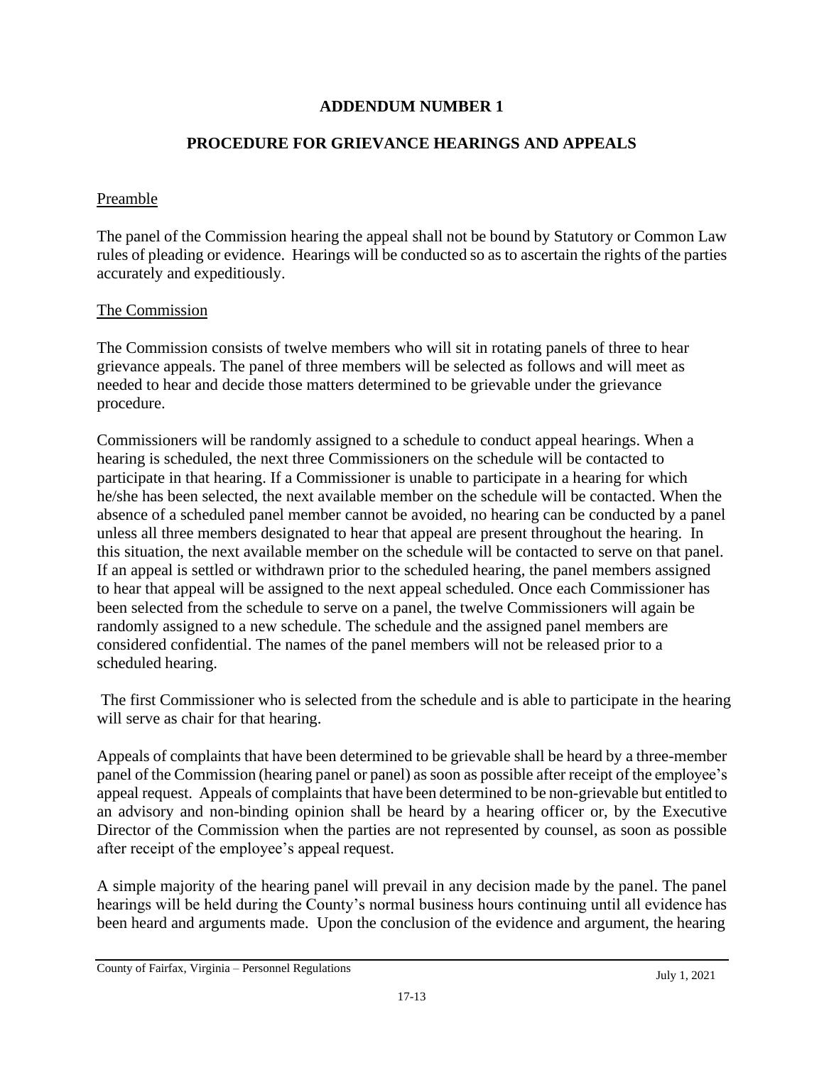## ADDENDUM NUMBER 1

## PROCEDURE FOR GRIEVANCE HEARINGS AND APPEALS

Preamble

The panel of the Commission hearing the appeal shall not be bound by Statutory or Common Law rules of pleading or evidence. Hearings will be conducted so as to ascertain the rights of the parties accurately and expeditiously.

The Commission

The Commission consists of twelve members who will sit in rotating panels of three to hear grievance appeals. The panel of three members will be selected as follows and will meet as needed to hear and decide those matters determined to be grievable under the grievance procedure.

Commissioners will be randomly assigned to a schedule to conduct appeal hearings. When a hearing is scheduled, the next three Commissioners on the schedule will be contacted to participate in that hearing. If a Commissioner is unable to participate in a hearing for which he/she has been selected, the next available member on the schedule will be contacted. When the absence of a scheduled panel member cannot be avoided, no hearing can be conducted by a panel unless all three members designated to hear that appeal are present throughout the hearing. In this situation, the next available member on the schedule will be contacted to serve on that panel. If an appeal is settled or withdrawn prior to the scheduled hearing, the panel members assigned to hear that appeal will be assigned to the next appeal scheduled. Once each Commissioner has been selected from the schedule to serve on a panel, the twelve Commissioners will again be randomly assigned to a new schedule. The schedule and the assigned panel members are considered confidential. The names of the panel members will not be released prior to a scheduled hearing.

The first Commissioner who is selected from the schedule and is able to participate in the hearing will serve as chair for that hearing.

Appeals of complaints that have been determined to be grievable shall be heard by a three-member panel of the Commission (hearing panel or panel) as soon as possible after receipt of the employee's appeal request. Appeals of complaints that have been determined to be non-grievable but entitled to an advisory and non-binding opinion shall be heard by a hearing officer or, by the Executive Director of the Commission when the parties are not represented by counsel, as soon as possible after receipt of the employee's appeal request.

A simple majority of the hearing panel will prevail in any decision made by the panel. The panel hearings will be held during the County's normal business hours continuing until all evidence has been heard and arguments made. Upon the conclusion of the evidence and argument, the hearing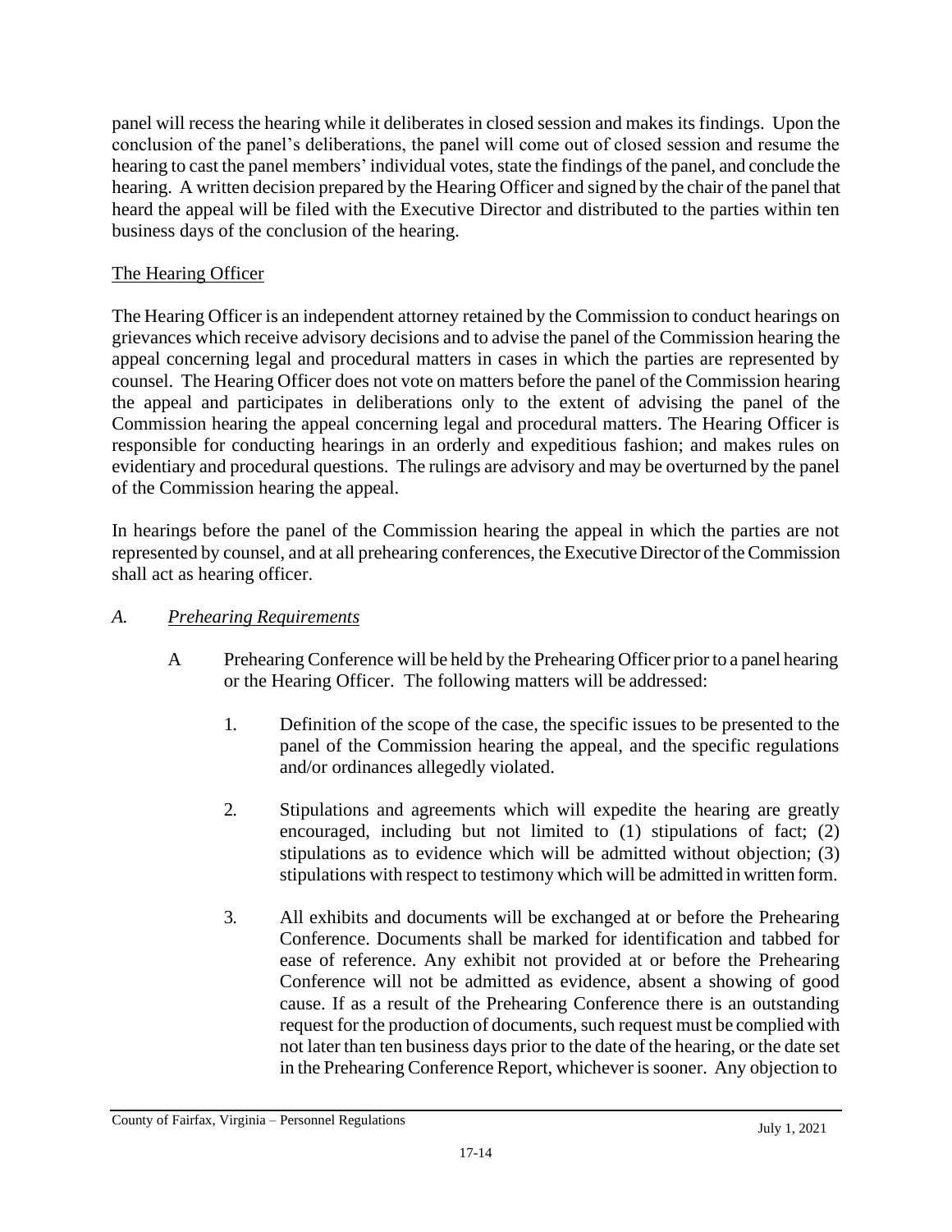panel will recess the hearing while it deliberates in closed session and makes its findings. Upon the conclusion of the panel's deliberations, the panel will come out of closed session and resume the hearing to cast the panel members' individual votes, state the findings of the panel, and conclude the hearing. A written decision prepared by the Hearing Officer and signed by the chair of the panel that heard the appeal will be filed with the Executive Director and distributed to the parties within ten business days of the conclusion of the hearing.

<u>The Hearing Officer</u>

The Hearing Officer is an independent attorney retained by the Commission to conduct hearings on grievances which receive advisory decisions and to advise the panel of the Commission hearing the appeal concerning legal and procedural matters in cases in which the parties are represented by counsel. The Hearing Officer does not vote on matters before the panel of the Commission hearing the appeal and participates in deliberations only to the extent of advising the panel of the Commission hearing the appeal concerning legal and procedural matters. The Hearing Officer is responsible for conducting hearings in an orderly and expeditious fashion; and makes rules on evidentiary and procedural questions. The rulings are advisory and may be overturned by the panel of the Commission hearing the appeal.

In hearings before the panel of the Commission hearing the appeal in which the parties are not represented by counsel, and at all prehearing conferences, the Executive Director of the Commission shall act as hearing officer.

*A. <u>Prehearing Requirements</u>*

A Prehearing Conference will be held by the Prehearing Officer prior to a panel hearing or the Hearing Officer. The following matters will be addressed:

1. Definition of the scope of the case, the specific issues to be presented to the panel of the Commission hearing the appeal, and the specific regulations and/or ordinances allegedly violated.

2. Stipulations and agreements which will expedite the hearing are greatly encouraged, including but not limited to (1) stipulations of fact; (2) stipulations as to evidence which will be admitted without objection; (3) stipulations with respect to testimony which will be admitted in written form.

3. All exhibits and documents will be exchanged at or before the Prehearing Conference. Documents shall be marked for identification and tabbed for ease of reference. Any exhibit not provided at or before the Prehearing Conference will not be admitted as evidence, absent a showing of good cause. If as a result of the Prehearing Conference there is an outstanding request for the production of documents, such request must be complied with not later than ten business days prior to the date of the hearing, or the date set in the Prehearing Conference Report, whichever is sooner. Any objection to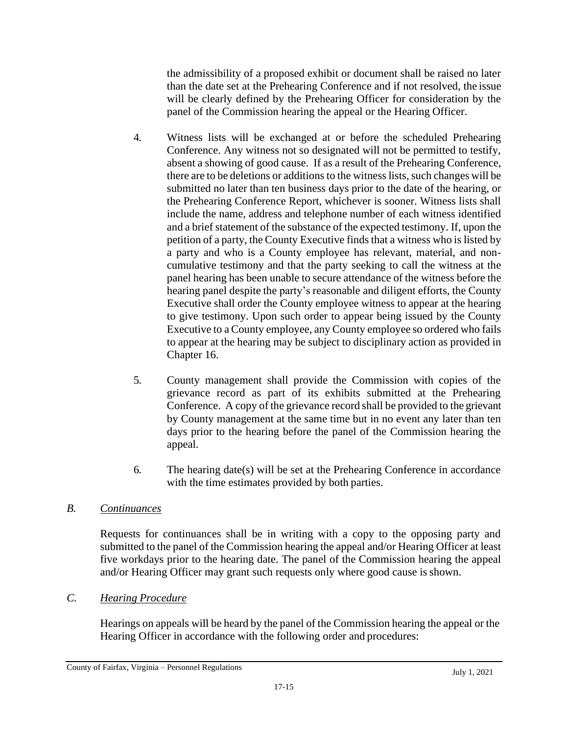the admissibility of a proposed exhibit or document shall be raised no later than the date set at the Prehearing Conference and if not resolved, the issue will be clearly defined by the Prehearing Officer for consideration by the panel of the Commission hearing the appeal or the Hearing Officer.

4. Witness lists will be exchanged at or before the scheduled Prehearing Conference. Any witness not so designated will not be permitted to testify, absent a showing of good cause. If as a result of the Prehearing Conference, there are to be deletions or additions to the witness lists, such changes will be submitted no later than ten business days prior to the date of the hearing, or the Prehearing Conference Report, whichever is sooner. Witness lists shall include the name, address and telephone number of each witness identified and a brief statement of the substance of the expected testimony. If, upon the petition of a party, the County Executive finds that a witness who is listed by a party and who is a County employee has relevant, material, and non-cumulative testimony and that the party seeking to call the witness at the panel hearing has been unable to secure attendance of the witness before the hearing panel despite the party's reasonable and diligent efforts, the County Executive shall order the County employee witness to appear at the hearing to give testimony. Upon such order to appear being issued by the County Executive to a County employee, any County employee so ordered who fails to appear at the hearing may be subject to disciplinary action as provided in Chapter 16.

5. County management shall provide the Commission with copies of the grievance record as part of its exhibits submitted at the Prehearing Conference. A copy of the grievance record shall be provided to the grievant by County management at the same time but in no event any later than ten days prior to the hearing before the panel of the Commission hearing the appeal.

6. The hearing date(s) will be set at the Prehearing Conference in accordance with the time estimates provided by both parties.

*B. <u>Continuances</u>*

Requests for continuances shall be in writing with a copy to the opposing party and submitted to the panel of the Commission hearing the appeal and/or Hearing Officer at least five workdays prior to the hearing date. The panel of the Commission hearing the appeal and/or Hearing Officer may grant such requests only where good cause is shown.

*C. <u>Hearing Procedure</u>*

Hearings on appeals will be heard by the panel of the Commission hearing the appeal or the Hearing Officer in accordance with the following order and procedures: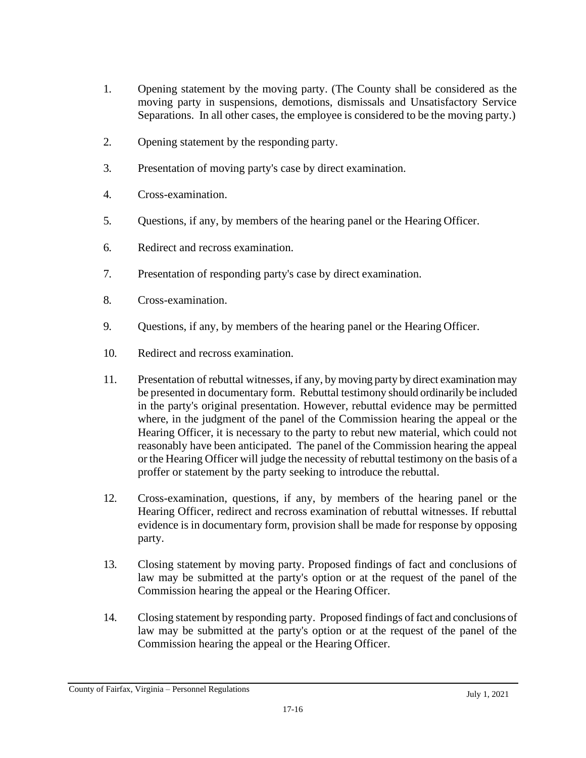1. Opening statement by the moving party. (The County shall be considered as the moving party in suspensions, demotions, dismissals and Unsatisfactory Service Separations. In all other cases, the employee is considered to be the moving party.)

2. Opening statement by the responding party.

3. Presentation of moving party's case by direct examination.

4. Cross-examination.

5. Questions, if any, by members of the hearing panel or the Hearing Officer.

6. Redirect and recross examination.

7. Presentation of responding party's case by direct examination.

8. Cross-examination.

9. Questions, if any, by members of the hearing panel or the Hearing Officer.

10. Redirect and recross examination.

11. Presentation of rebuttal witnesses, if any, by moving party by direct examination may be presented in documentary form. Rebuttal testimony should ordinarily be included in the party's original presentation. However, rebuttal evidence may be permitted where, in the judgment of the panel of the Commission hearing the appeal or the Hearing Officer, it is necessary to the party to rebut new material, which could not reasonably have been anticipated. The panel of the Commission hearing the appeal or the Hearing Officer will judge the necessity of rebuttal testimony on the basis of a proffer or statement by the party seeking to introduce the rebuttal.

12. Cross-examination, questions, if any, by members of the hearing panel or the Hearing Officer, redirect and recross examination of rebuttal witnesses. If rebuttal evidence is in documentary form, provision shall be made for response by opposing party.

13. Closing statement by moving party. Proposed findings of fact and conclusions of law may be submitted at the party's option or at the request of the panel of the Commission hearing the appeal or the Hearing Officer.

14. Closing statement by responding party. Proposed findings of fact and conclusions of law may be submitted at the party's option or at the request of the panel of the Commission hearing the appeal or the Hearing Officer.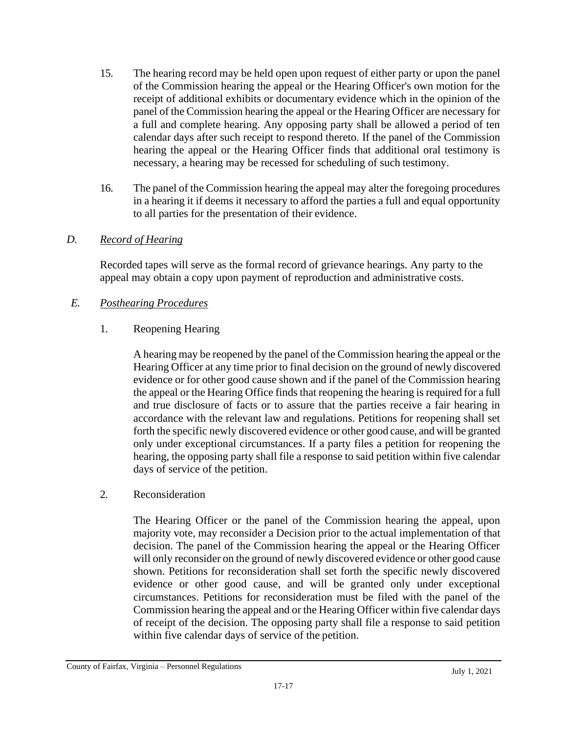15. The hearing record may be held open upon request of either party or upon the panel of the Commission hearing the appeal or the Hearing Officer's own motion for the receipt of additional exhibits or documentary evidence which in the opinion of the panel of the Commission hearing the appeal or the Hearing Officer are necessary for a full and complete hearing. Any opposing party shall be allowed a period of ten calendar days after such receipt to respond thereto. If the panel of the Commission hearing the appeal or the Hearing Officer finds that additional oral testimony is necessary, a hearing may be recessed for scheduling of such testimony.

16. The panel of the Commission hearing the appeal may alter the foregoing procedures in a hearing it if deems it necessary to afford the parties a full and equal opportunity to all parties for the presentation of their evidence.

*D.* *Record of Hearing*

Recorded tapes will serve as the formal record of grievance hearings. Any party to the appeal may obtain a copy upon payment of reproduction and administrative costs.

*E.* *Posthearing Procedures*

1. Reopening Hearing

   A hearing may be reopened by the panel of the Commission hearing the appeal or the Hearing Officer at any time prior to final decision on the ground of newly discovered evidence or for other good cause shown and if the panel of the Commission hearing the appeal or the Hearing Office finds that reopening the hearing is required for a full and true disclosure of facts or to assure that the parties receive a fair hearing in accordance with the relevant law and regulations. Petitions for reopening shall set forth the specific newly discovered evidence or other good cause, and will be granted only under exceptional circumstances. If a party files a petition for reopening the hearing, the opposing party shall file a response to said petition within five calendar days of service of the petition.

2. Reconsideration

   The Hearing Officer or the panel of the Commission hearing the appeal, upon majority vote, may reconsider a Decision prior to the actual implementation of that decision. The panel of the Commission hearing the appeal or the Hearing Officer will only reconsider on the ground of newly discovered evidence or other good cause shown. Petitions for reconsideration shall set forth the specific newly discovered evidence or other good cause, and will be granted only under exceptional circumstances. Petitions for reconsideration must be filed with the panel of the Commission hearing the appeal and or the Hearing Officer within five calendar days of receipt of the decision. The opposing party shall file a response to said petition within five calendar days of service of the petition.